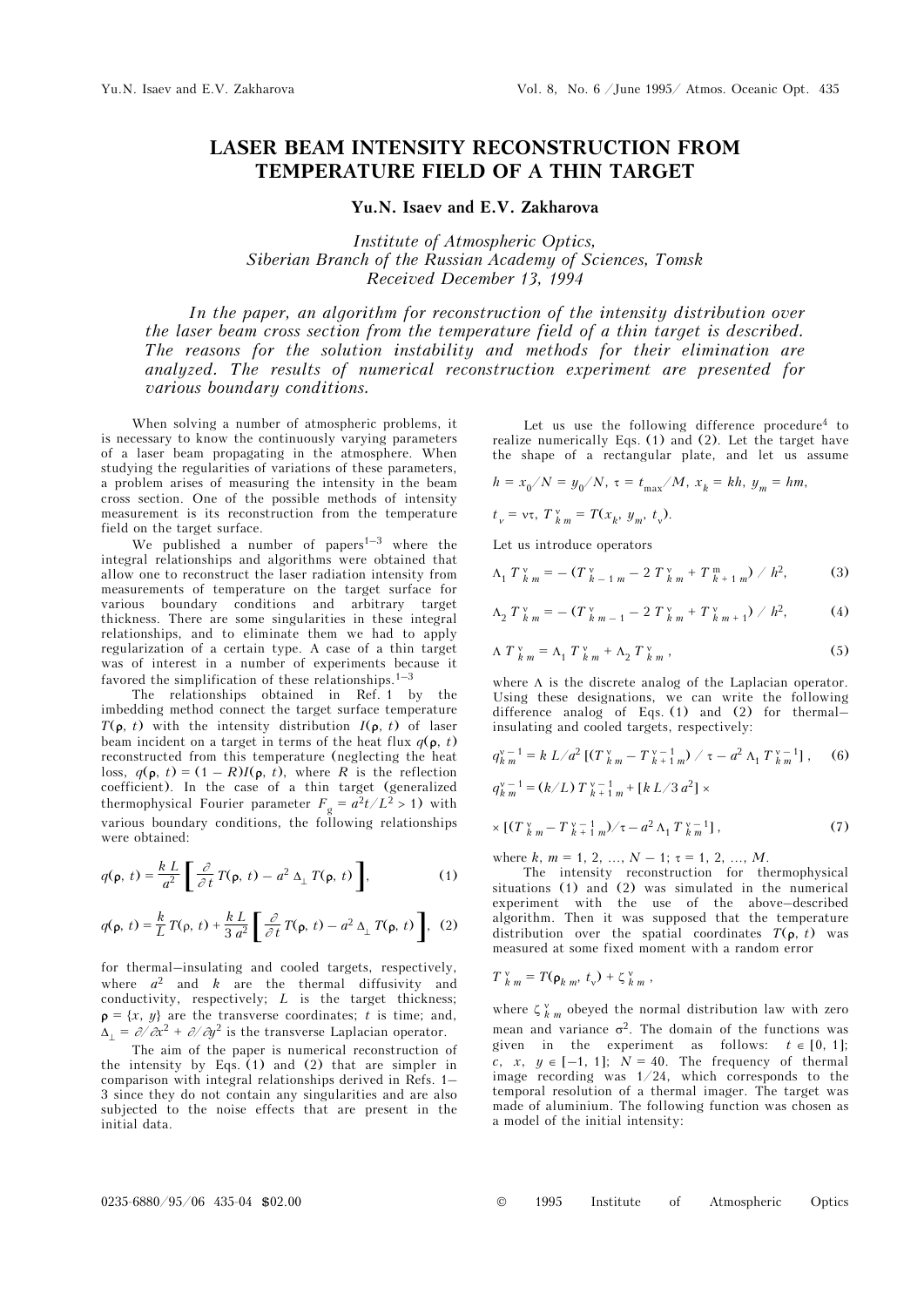# LASER BEAM INTENSITY RECONSTRUCTION FROM TEMPERATURE FIELD OF A THIN TARGET

**Yu.N. Isaev and E.V. Zakharova**

*Institute of Atmospheric Optics,*
*Siberian Branch of the Russian Academy of Sciences, Tomsk*
*Received December 13, 1994*

*In the paper, an algorithm for reconstruction of the intensity distribution over the laser beam cross section from the temperature field of a thin target is described. The reasons for the solution instability and methods for their elimination are analyzed. The results of numerical reconstruction experiment are presented for various boundary conditions.*

When solving a number of atmospheric problems, it is necessary to know the continuously varying parameters of a laser beam propagating in the atmosphere. When studying the regularities of variations of these parameters, a problem arises of measuring the intensity in the beam cross section. One of the possible methods of intensity measurement is its reconstruction from the temperature field on the target surface.

We published a number of papers[1–3] where the integral relationships and algorithms were obtained that allow one to reconstruct the laser radiation intensity from measurements of temperature on the target surface for various boundary conditions and arbitrary target thickness. There are some singularities in these integral relationships, and to eliminate them we had to apply regularization of a certain type. A case of a thin target was of interest in a number of experiments because it favored the simplification of these relationships.[1–3]

The relationships obtained in Ref. 1 by the imbedding method connect the target surface temperature $T(\rho, t)$ with the intensity distribution $I(\rho, t)$ of laser beam incident on a target in terms of the heat flux $q(\rho, t)$ reconstructed from this temperature (neglecting the heat loss, $q(\rho, t) = (1 - R)I(\rho, t)$, where $R$ is the reflection coefficient). In the case of a thin target (generalized thermophysical Fourier parameter $F_g = a^2t/L^2 > 1$) with various boundary conditions, the following relationships were obtained:

$$q(\rho, t) = \frac{k\,L}{a^2}\left[\frac{\partial}{\partial t}T(\rho, t) - a^2\,\Delta_\perp\,T(\rho, t)\right], \tag{1}$$

$$q(\rho, t) = \frac{k}{L}\,T(\rho, t) + \frac{k\,L}{3\,a^2}\left[\frac{\partial}{\partial t}T(\rho, t) - a^2\,\Delta_\perp\,T(\rho, t)\right], \tag{2}$$

for thermal–insulating and cooled targets, respectively, where $a^2$ and $k$ are the thermal diffusivity and conductivity, respectively; $L$ is the target thickness; $\rho = \{x, y\}$ are the transverse coordinates; $t$ is time; and, $\Delta_\perp = \partial/\partial x^2 + \partial/\partial y^2$ is the transverse Laplacian operator.

The aim of the paper is numerical reconstruction of the intensity by Eqs. (1) and (2) that are simpler in comparison with integral relationships derived in Refs. 1–3 since they do not contain any singularities and are also subjected to the noise effects that are present in the initial data.

Let us use the following difference procedure[4] to realize numerically Eqs. (1) and (2). Let the target have the shape of a rectangular plate, and let us assume

$$h = x_0/N = y_0/N,\ \tau = t_{\max}/M,\ x_k = kh,\ y_m = hm,$$

$$t_\nu = \nu\tau,\ T^{\,\nu}_{k\,m} = T(x_k, y_m, t_\nu).$$

Let us introduce operators

$$\Lambda_1\,T^{\,\nu}_{k\,m} = -\left(T^{\,\nu}_{k-1\,m} - 2\,T^{\,\nu}_{k\,m} + T^{\,m}_{k+1\,m}\right)/\,h^2, \tag{3}$$

$$\Lambda_2\,T^{\,\nu}_{k\,m} = -\left(T^{\,\nu}_{k\,m-1} - 2\,T^{\,\nu}_{k\,m} + T^{\,\nu}_{k\,m+1}\right)/\,h^2, \tag{4}$$

$$\Lambda\,T^{\,\nu}_{k\,m} = \Lambda_1\,T^{\,\nu}_{k\,m} + \Lambda_2\,T^{\,\nu}_{k\,m}\,, \tag{5}$$

where $\Lambda$ is the discrete analog of the Laplacian operator. Using these designations, we can write the following difference analog of Eqs. (1) and (2) for thermal–insulating and cooled targets, respectively:

$$q^{\nu-1}_{k\,m} = k\,L/a^2\left[\left(T^{\,\nu}_{k\,m} - T^{\,\nu-1}_{k+1\,m}\right)/\,\tau - a^2\,\Lambda_1\,T^{\,\nu-1}_{k\,m}\right], \tag{6}$$

$$q^{\nu-1}_{k\,m} = (k/L)\,T^{\,\nu-1}_{k+1\,m} + \left[k\,L/3\,a^2\right]\times$$

$$\times\left[\left(T^{\,\nu}_{k\,m} - T^{\,\nu-1}_{k+1\,m}\right)/\tau - a^2\,\Lambda_1\,T^{\,\nu-1}_{k\,m}\right], \tag{7}$$

where $k, m = 1, 2, \ldots, N-1$; $\tau = 1, 2, \ldots, M$.

The intensity reconstruction for thermophysical situations (1) and (2) was simulated in the numerical experiment with the use of the above–described algorithm. Then it was supposed that the temperature distribution over the spatial coordinates $T(\rho, t)$ was measured at some fixed moment with a random error

$$T^{\,\nu}_{k\,m} = T(\rho_{k\,m}, t_\nu) + \zeta^{\,\nu}_{k\,m}\,,$$

where $\zeta^{\,\nu}_{k\,m}$ obeyed the normal distribution law with zero mean and variance $\sigma^2$. The domain of the functions was given in the experiment as follows: $t \in [0, 1]$; $c,\ x,\ y \in [-1, 1]$; $N = 40$. The frequency of thermal image recording was 1/24, which corresponds to the temporal resolution of a thermal imager. The target was made of aluminium. The following function was chosen as a model of the initial intensity: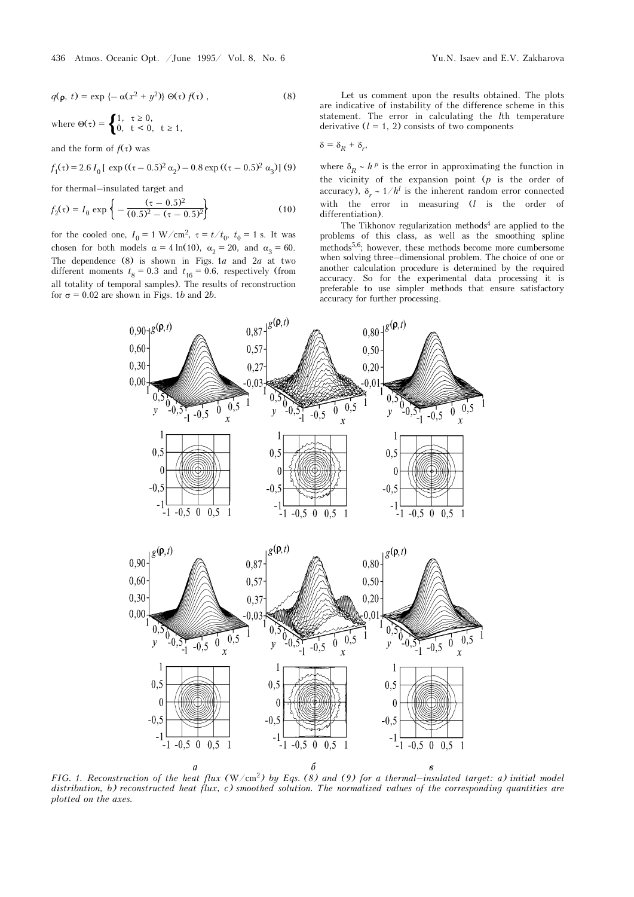$$q(\rho,\ t) = \exp\ \{-\ \alpha(x^2 + y^2)\}\ \Theta(\tau)\ f(\tau)\ , \tag{8}$$

where $\Theta(\tau) = \begin{cases} 1, & \tau \geq 0, \\ 0, & t < 0, \ \ t \geq 1, \end{cases}$

and the form of $f(\tau)$ was

$$f_1(\tau) = 2.6\ I_0\ [\ \exp\ ((\tau - 0.5)^2\ \alpha_2) - 0.8 \exp\ ((\tau - 0.5)^2\ \alpha_3)] \tag{9}$$

for thermal–insulated target and

$$f_2(\tau) = I_0 \exp\left\{-\ \frac{(\tau - 0.5)^2}{(0.5)^2 - (\tau - 0.5)^2}\right\} \tag{10}$$

for the cooled one, $I_0 = 1\ \text{W/cm}^2$, $\tau = t/t_0$, $t_0 = 1$ s. It was chosen for both models $\alpha = 4\ \ln(10)$, $\alpha_2 = 20$, and $\alpha_3 = 60$. The dependence (8) is shown in Figs. 1*a* and 2*a* at two different moments $t_8 = 0.3$ and $t_{16} = 0.6$, respectively (from all totality of temporal samples). The results of reconstruction for $\sigma = 0.02$ are shown in Figs. 1*b* and 2*b*.

Let us comment upon the results obtained. The plots are indicative of instability of the difference scheme in this statement. The error in calculating the $l$th temperature derivative ($l = 1,\ 2$) consists of two components

$$\delta = \delta_R + \delta_r,$$

where $\delta_R \sim h^{\,p}$ is the error in approximating the function in the vicinity of the expansion point ($p$ is the order of accuracy), $\delta_r \sim 1/h^l$ is the inherent random error connected with the error in measuring ($l$ is the order of differentiation).

The Tikhonov regularization methods[4] are applied to the problems of this class, as well as the smoothing spline methods[5,6]; however, these methods become more cumbersome when solving three–dimensional problem. The choice of one or another calculation procedure is determined by the required accuracy. So for the experimental data processing it is preferable to use simpler methods that ensure satisfactory accuracy for further processing.

*FIG. 1. Reconstruction of the heat flux* (W/cm$^2$) *by Eqs. (8) and (9) for a thermal–insulated target: a) initial model distribution, b) reconstructed heat flux, c) smoothed solution. The normalized values of the corresponding quantities are plotted on the axes.*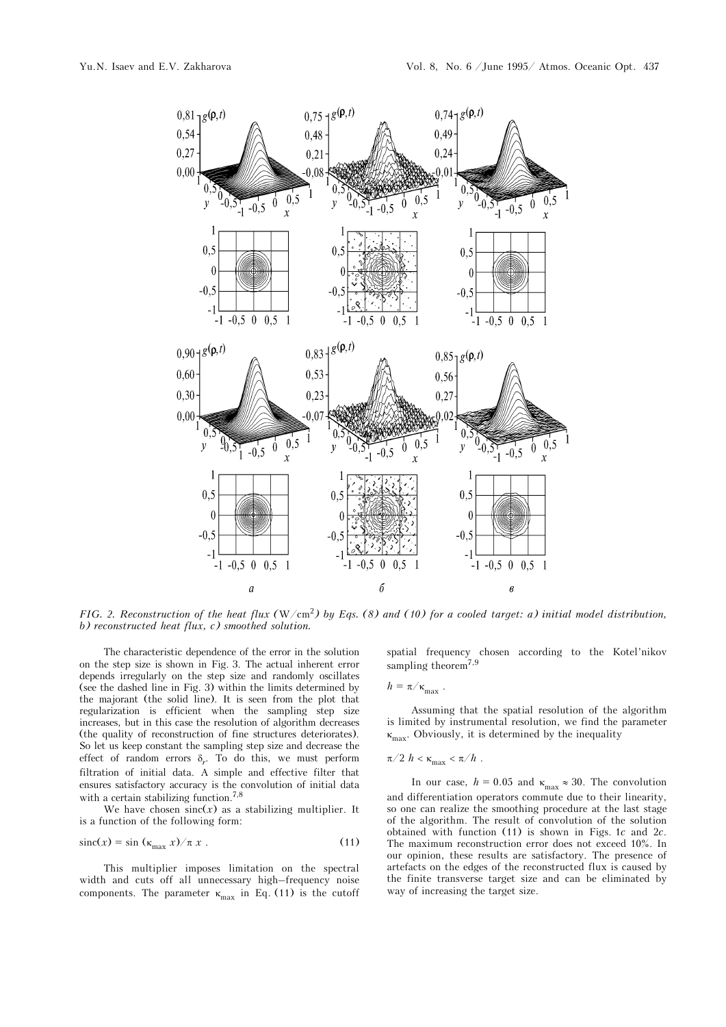FIG. 2. *Reconstruction of the heat flux* (W/cm$^2$) *by Eqs.* (8) *and* (10) *for a cooled target: a) initial model distribution, b) reconstructed heat flux, c) smoothed solution.*

The characteristic dependence of the error in the solution on the step size is shown in Fig. 3. The actual inherent error depends irregularly on the step size and randomly oscillates (see the dashed line in Fig. 3) within the limits determined by the majorant (the solid line). It is seen from the plot that regularization is efficient when the sampling step size increases, but in this case the resolution of algorithm decreases (the quality of reconstruction of fine structures deteriorates). So let us keep constant the sampling step size and decrease the effect of random errors $\delta_r$. To do this, we must perform filtration of initial data. A simple and effective filter that ensures satisfactory accuracy is the convolution of initial data with a certain stabilizing function.[7,8]

We have chosen $\mathrm{sinc}(x)$ as a stabilizing multiplier. It is a function of the following form:

$$\mathrm{sinc}(x) = \sin(\kappa_{\max} x)/\pi x\ . \tag{11}$$

This multiplier imposes limitation on the spectral width and cuts off all unnecessary high-frequency noise components. The parameter $\kappa_{\max}$ in Eq. (11) is the cutoff spatial frequency chosen according to the Kotel'nikov sampling theorem[7,9]

$$h = \pi/\kappa_{\max}\ .$$

Assuming that the spatial resolution of the algorithm is limited by instrumental resolution, we find the parameter $\kappa_{\max}$. Obviously, it is determined by the inequality

$$\pi/2\ h < \kappa_{\max} < \pi/h\ .$$

In our case, $h = 0.05$ and $\kappa_{\max} \approx 30$. The convolution and differentiation operators commute due to their linearity, so one can realize the smoothing procedure at the last stage of the algorithm. The result of convolution of the solution obtained with function (11) is shown in Figs. 1*c* and 2*c*. The maximum reconstruction error does not exceed 10%. In our opinion, these results are satisfactory. The presence of artefacts on the edges of the reconstructed flux is caused by the finite transverse target size and can be eliminated by way of increasing the target size.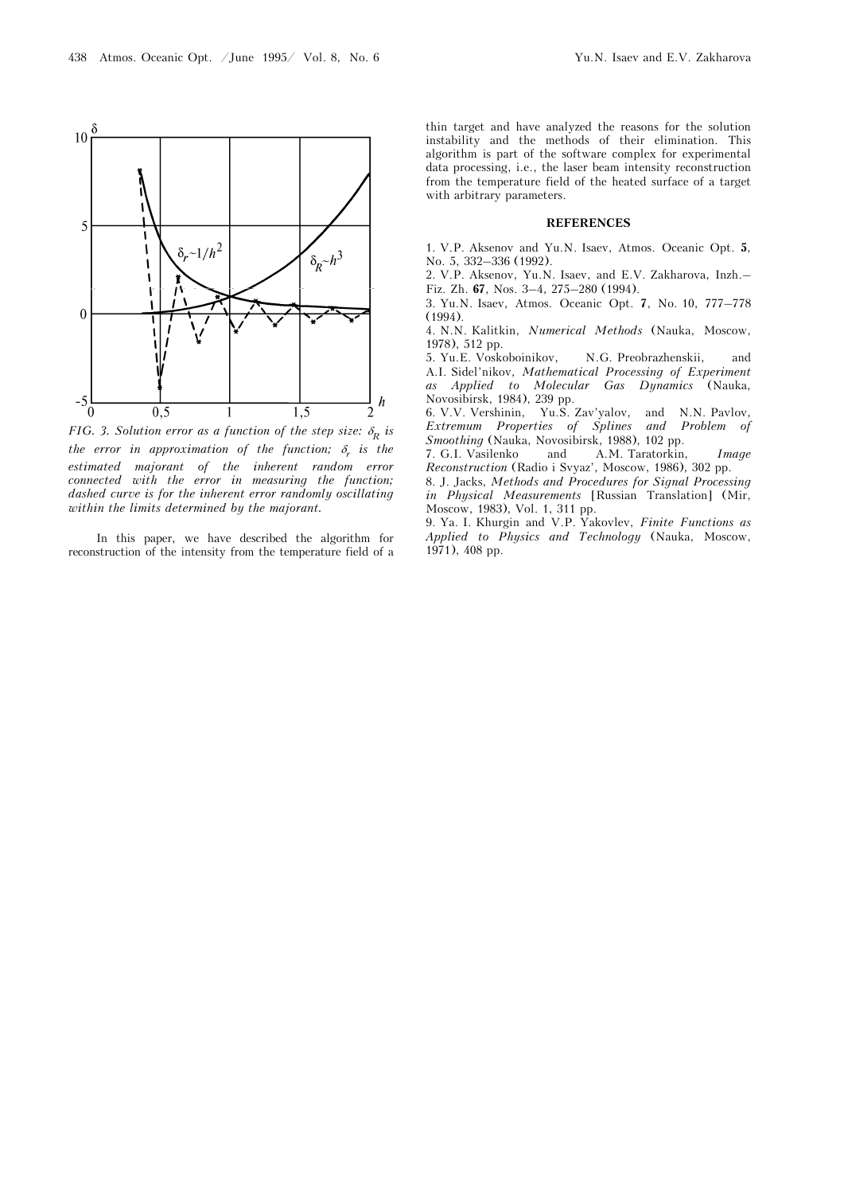10 δ

5

0

-5

0 0,5 1 1,5 2 h

$\delta_r \sim 1/h^2$

$\delta_R \sim h^3$

*FIG. 3. Solution error as a function of the step size: $\delta_R$ is the error in approximation of the function; $\delta_r$ is the estimated majorant of the inherent random error connected with the error in measuring the function; dashed curve is for the inherent error randomly oscillating within the limits determined by the majorant.*

In this paper, we have described the algorithm for reconstruction of the intensity from the temperature field of a thin target and have analyzed the reasons for the solution instability and the methods of their elimination. This algorithm is part of the software complex for experimental data processing, i.e., the laser beam intensity reconstruction from the temperature field of the heated surface of a target with arbitrary parameters.

## REFERENCES

1. V.P. Aksenov and Yu.N. Isaev, Atmos. Oceanic Opt. **5**, No. 5, 332–336 (1992).
2. V.P. Aksenov, Yu.N. Isaev, and E.V. Zakharova, Inzh.–Fiz. Zh. **67**, Nos. 3–4, 275–280 (1994).
3. Yu.N. Isaev, Atmos. Oceanic Opt. **7**, No. 10, 777–778 (1994).
4. N.N. Kalitkin, *Numerical Methods* (Nauka, Moscow, 1978), 512 pp.
5. Yu.E. Voskoboinikov, N.G. Preobrazhenskii, and A.I. Sidel'nikov, *Mathematical Processing of Experiment as Applied to Molecular Gas Dynamics* (Nauka, Novosibirsk, 1984), 239 pp.
6. V.V. Vershinin, Yu.S. Zav'yalov, and N.N. Pavlov, *Extremum Properties of Splines and Problem of Smoothing* (Nauka, Novosibirsk, 1988), 102 pp.
7. G.I. Vasilenko and A.M. Taratorkin, *Image Reconstruction* (Radio i Svyaz', Moscow, 1986), 302 pp.
8. J. Jacks, *Methods and Procedures for Signal Processing in Physical Measurements* [Russian Translation] (Mir, Moscow, 1983), Vol. 1, 311 pp.
9. Ya. I. Khurgin and V.P. Yakovlev, *Finite Functions as Applied to Physics and Technology* (Nauka, Moscow, 1971), 408 pp.